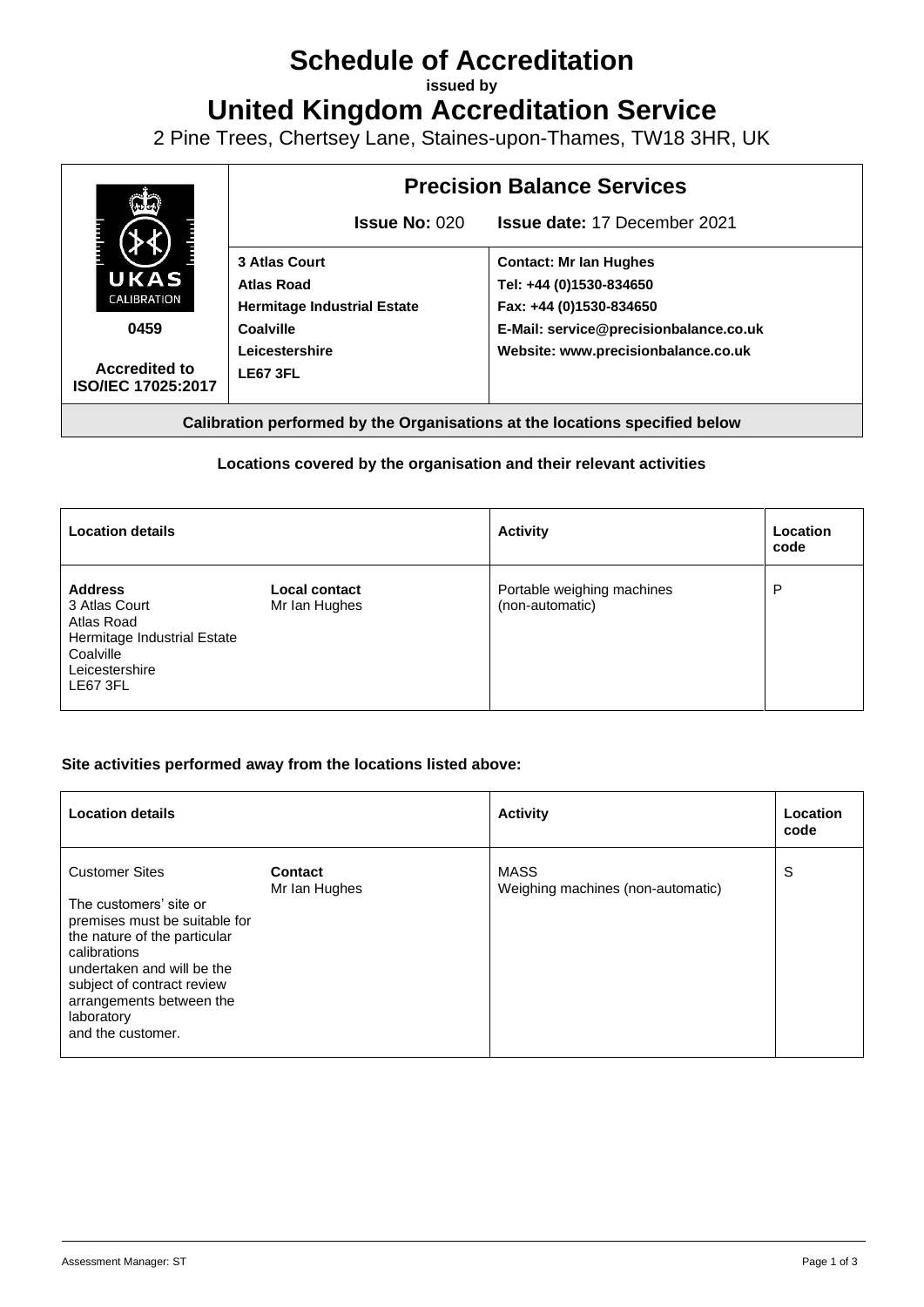# Schedule of Accreditation

**issued by**

# United Kingdom Accreditation Service

2 Pine Trees, Chertsey Lane, Staines-upon-Thames, TW18 3HR, UK

| UKAS CALIBRATION 0459 Accredited to ISO/IEC 17025:2017 | **Precision Balance Services** | |
|---|---|---|
| | **Issue No:** 020 | **Issue date:** 17 December 2021 |
| | **3 Atlas Court** **Atlas Road** **Hermitage Industrial Estate** **Coalville** **Leicestershire** **LE67 3FL** | **Contact: Mr Ian Hughes** **Tel: +44 (0)1530-834650** **Fax: +44 (0)1530-834650** **E-Mail: service@precisionbalance.co.uk** **Website: www.precisionbalance.co.uk** |

**Calibration performed by the Organisations at the locations specified below**

**Locations covered by the organisation and their relevant activities**

| Location details | | Activity | Location code |
|---|---|---|---|
| **Address** 3 Atlas Court Atlas Road Hermitage Industrial Estate Coalville Leicestershire LE67 3FL | **Local contact** Mr Ian Hughes | Portable weighing machines (non-automatic) | P |

**Site activities performed away from the locations listed above:**

| Location details | | Activity | Location code |
|---|---|---|---|
| Customer Sites<br><br>The customers' site or premises must be suitable for the nature of the particular calibrations undertaken and will be the subject of contract review arrangements between the laboratory and the customer. | **Contact** Mr Ian Hughes | MASS Weighing machines (non-automatic) | S |

Assessment Manager: ST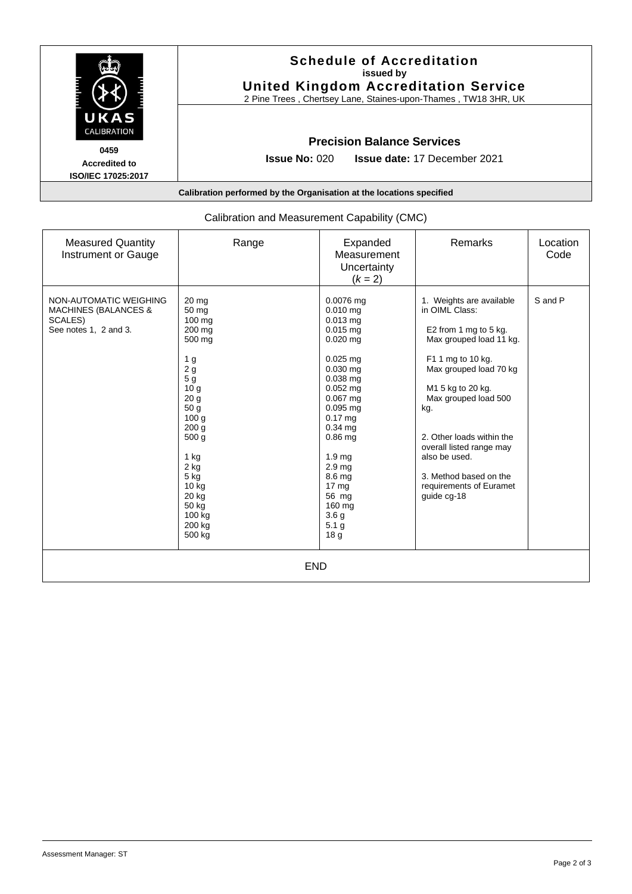**Schedule of Accreditation**
**issued by**
**United Kingdom Accreditation Service**
2 Pine Trees , Chertsey Lane, Staines-upon-Thames , TW18 3HR, UK

UKAS CALIBRATION

**0459**
**Accredited to**
**ISO/IEC 17025:2017**

**Precision Balance Services**

**Issue No:** 020 **Issue date:** 17 December 2021

**Calibration performed by the Organisation at the locations specified**

Calibration and Measurement Capability (CMC)

| Measured Quantity Instrument or Gauge | Range | Expanded Measurement Uncertainty ($k$ = 2) | Remarks | Location Code |
|---|---|---|---|---|
| NON-AUTOMATIC WEIGHING MACHINES (BALANCES & SCALES) See notes 1, 2 and 3. | 20 mg<br>50 mg<br>100 mg<br>200 mg<br>500 mg<br><br>1 g<br>2 g<br>5 g<br>10 g<br>20 g<br>50 g<br>100 g<br>200 g<br>500 g<br><br>1 kg<br>2 kg<br>5 kg<br>10 kg<br>20 kg<br>50 kg<br>100 kg<br>200 kg<br>500 kg | 0.0076 mg<br>0.010 mg<br>0.013 mg<br>0.015 mg<br>0.020 mg<br><br>0.025 mg<br>0.030 mg<br>0.038 mg<br>0.052 mg<br>0.067 mg<br>0.095 mg<br>0.17 mg<br>0.34 mg<br>0.86 mg<br><br>1.9 mg<br>2.9 mg<br>8.6 mg<br>17 mg<br>56 mg<br>160 mg<br>3.6 g<br>5.1 g<br>18 g | 1. Weights are available in OIML Class:<br><br>E2 from 1 mg to 5 kg. Max grouped load 11 kg.<br><br>F1 1 mg to 10 kg. Max grouped load 70 kg<br><br>M1 5 kg to 20 kg. Max grouped load 500 kg.<br><br>2. Other loads within the overall listed range may also be used.<br><br>3. Method based on the requirements of Euramet guide cg-18 | S and P |

END

Assessment Manager: ST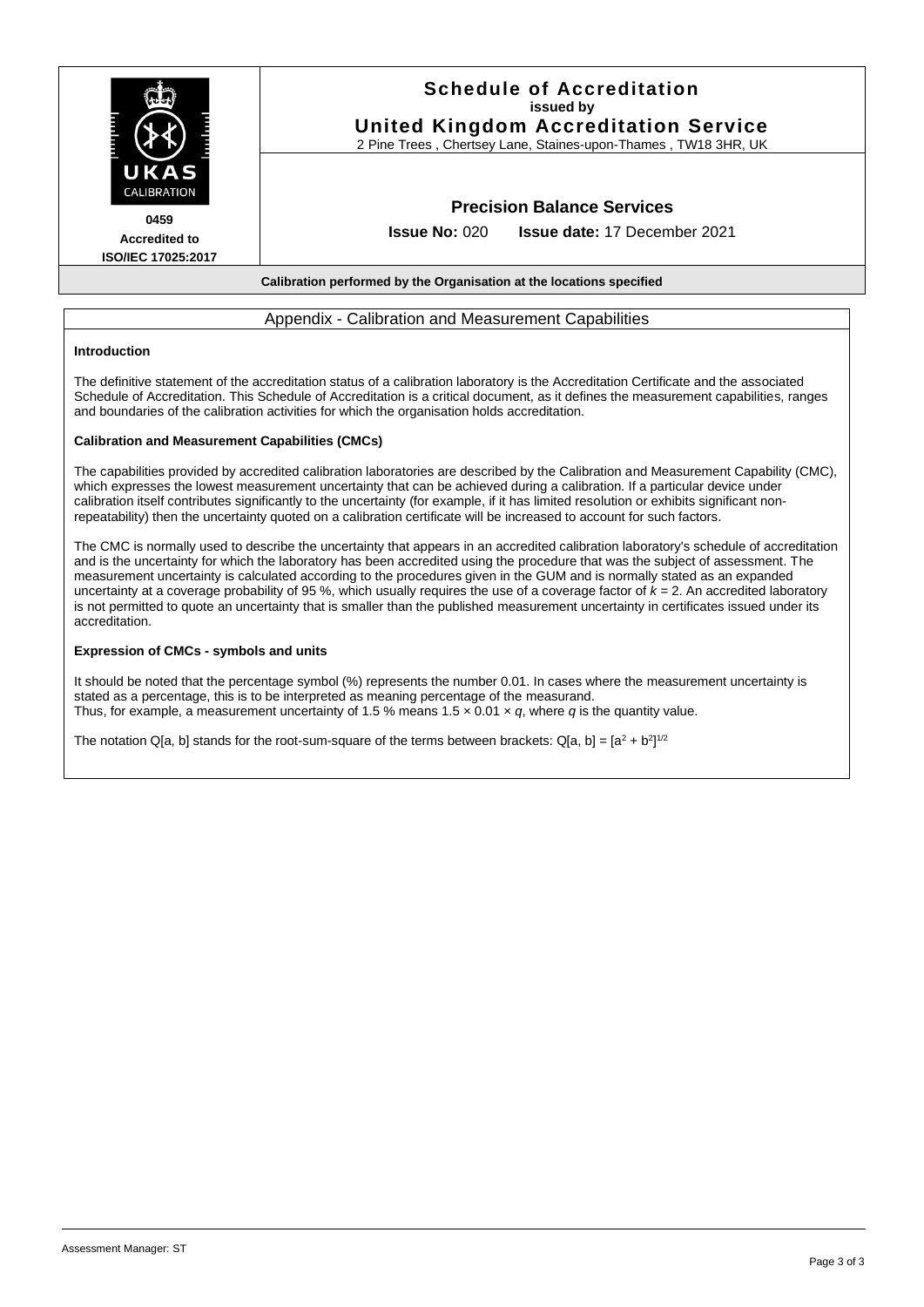**Schedule of Accreditation**
**issued by**
**United Kingdom Accreditation Service**
2 Pine Trees , Chertsey Lane, Staines-upon-Thames , TW18 3HR, UK

UKAS CALIBRATION

**0459**
**Accredited to**
**ISO/IEC 17025:2017**

**Precision Balance Services**

**Issue No:** 020 **Issue date:** 17 December 2021

**Calibration performed by the Organisation at the locations specified**

## Appendix - Calibration and Measurement Capabilities

### Introduction

The definitive statement of the accreditation status of a calibration laboratory is the Accreditation Certificate and the associated Schedule of Accreditation. This Schedule of Accreditation is a critical document, as it defines the measurement capabilities, ranges and boundaries of the calibration activities for which the organisation holds accreditation.

### Calibration and Measurement Capabilities (CMCs)

The capabilities provided by accredited calibration laboratories are described by the Calibration and Measurement Capability (CMC), which expresses the lowest measurement uncertainty that can be achieved during a calibration. If a particular device under calibration itself contributes significantly to the uncertainty (for example, if it has limited resolution or exhibits significant non-repeatability) then the uncertainty quoted on a calibration certificate will be increased to account for such factors.

The CMC is normally used to describe the uncertainty that appears in an accredited calibration laboratory's schedule of accreditation and is the uncertainty for which the laboratory has been accredited using the procedure that was the subject of assessment. The measurement uncertainty is calculated according to the procedures given in the GUM and is normally stated as an expanded uncertainty at a coverage probability of 95 %, which usually requires the use of a coverage factor of $k = 2$. An accredited laboratory is not permitted to quote an uncertainty that is smaller than the published measurement uncertainty in certificates issued under its accreditation.

### Expression of CMCs - symbols and units

It should be noted that the percentage symbol (%) represents the number 0.01. In cases where the measurement uncertainty is stated as a percentage, this is to be interpreted as meaning percentage of the measurand.
Thus, for example, a measurement uncertainty of 1.5 % means $1.5 \times 0.01 \times q$, where $q$ is the quantity value.

The notation Q[a, b] stands for the root-sum-square of the terms between brackets: $Q[a, b] = [a^2 + b^2]^{1/2}$

Assessment Manager: ST